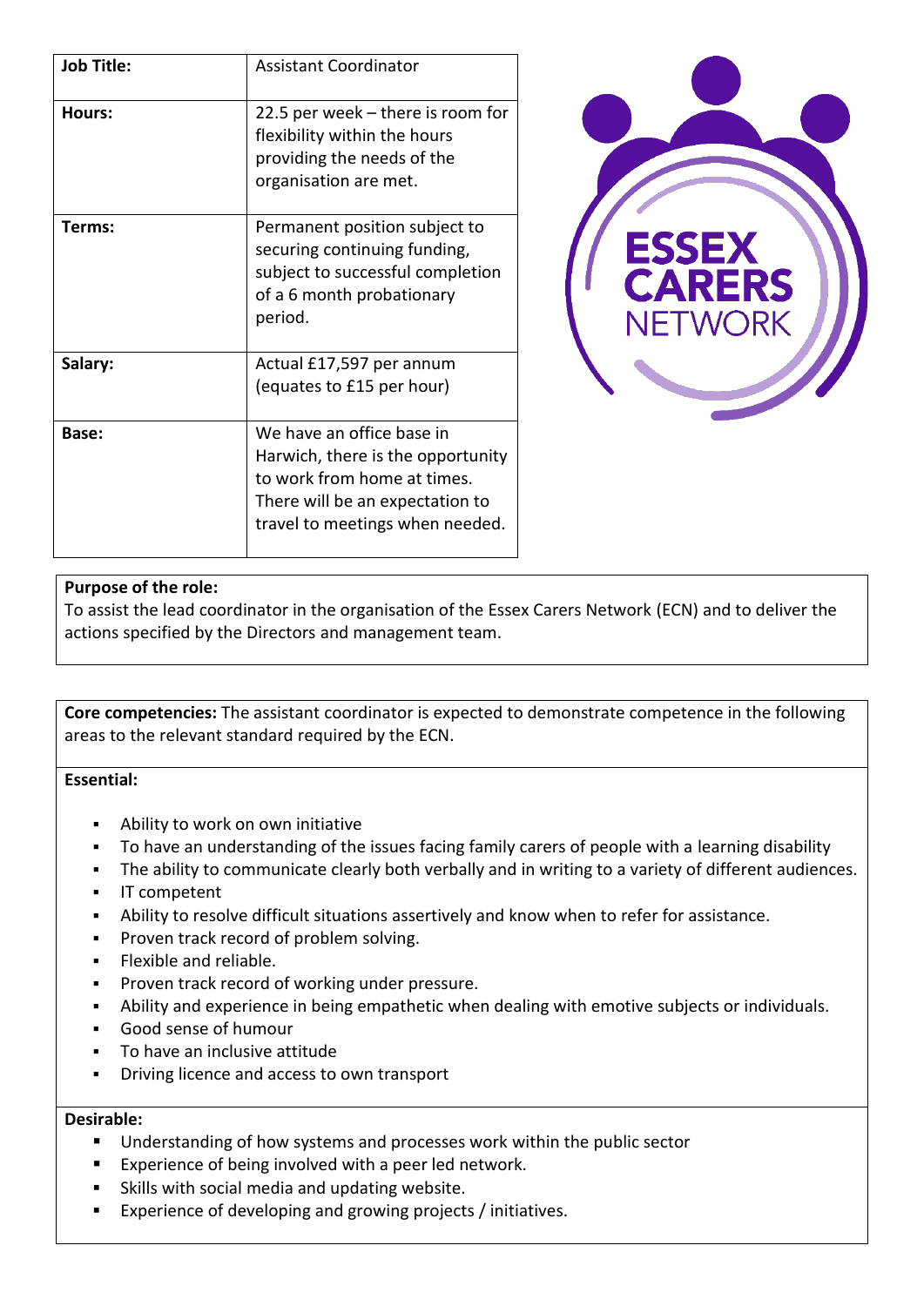| Job Title: | Assistant Coordinator |
|---|---|
| Hours: | 22.5 per week – there is room for flexibility within the hours providing the needs of the organisation are met. |
| Terms: | Permanent position subject to securing continuing funding, subject to successful completion of a 6 month probationary period. |
| Salary: | Actual £17,597 per annum (equates to £15 per hour) |
| Base: | We have an office base in Harwich, there is the opportunity to work from home at times. There will be an expectation to travel to meetings when needed. |

ESSEX CARERS NETWORK

**Purpose of the role:**
To assist the lead coordinator in the organisation of the Essex Carers Network (ECN) and to deliver the actions specified by the Directors and management team.

**Core competencies:** The assistant coordinator is expected to demonstrate competence in the following areas to the relevant standard required by the ECN.

**Essential:**

- Ability to work on own initiative
- To have an understanding of the issues facing family carers of people with a learning disability
- The ability to communicate clearly both verbally and in writing to a variety of different audiences.
- IT competent
- Ability to resolve difficult situations assertively and know when to refer for assistance.
- Proven track record of problem solving.
- Flexible and reliable.
- Proven track record of working under pressure.
- Ability and experience in being empathetic when dealing with emotive subjects or individuals.
- Good sense of humour
- To have an inclusive attitude
- Driving licence and access to own transport

**Desirable:**

- Understanding of how systems and processes work within the public sector
- Experience of being involved with a peer led network.
- Skills with social media and updating website.
- Experience of developing and growing projects / initiatives.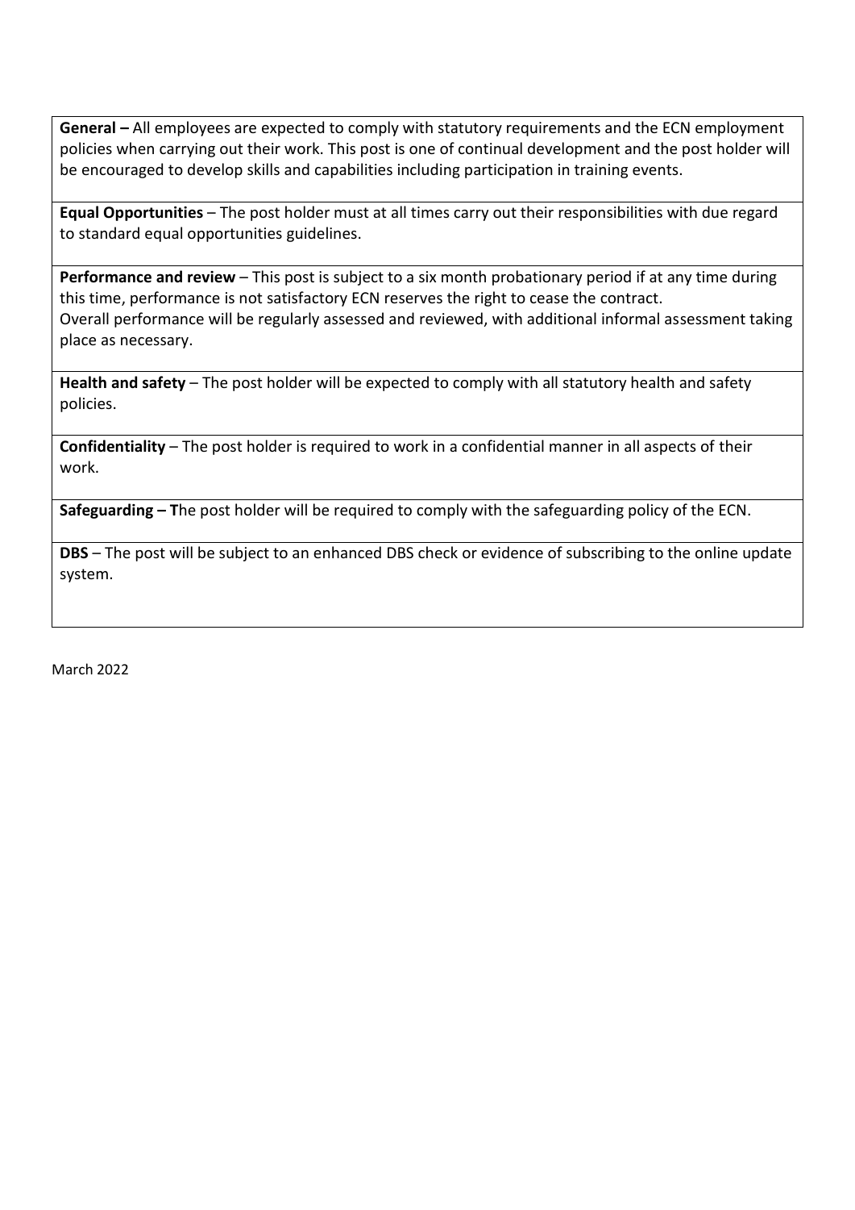| |
|---|
| **General –** All employees are expected to comply with statutory requirements and the ECN employment policies when carrying out their work. This post is one of continual development and the post holder will be encouraged to develop skills and capabilities including participation in training events. |
| **Equal Opportunities** – The post holder must at all times carry out their responsibilities with due regard to standard equal opportunities guidelines. |
| **Performance and review** – This post is subject to a six month probationary period if at any time during this time, performance is not satisfactory ECN reserves the right to cease the contract.<br>Overall performance will be regularly assessed and reviewed, with additional informal assessment taking place as necessary. |
| **Health and safety** – The post holder will be expected to comply with all statutory health and safety policies. |
| **Confidentiality** – The post holder is required to work in a confidential manner in all aspects of their work. |
| **Safeguarding – T**he post holder will be required to comply with the safeguarding policy of the ECN. |
| **DBS** – The post will be subject to an enhanced DBS check or evidence of subscribing to the online update system. |

March 2022